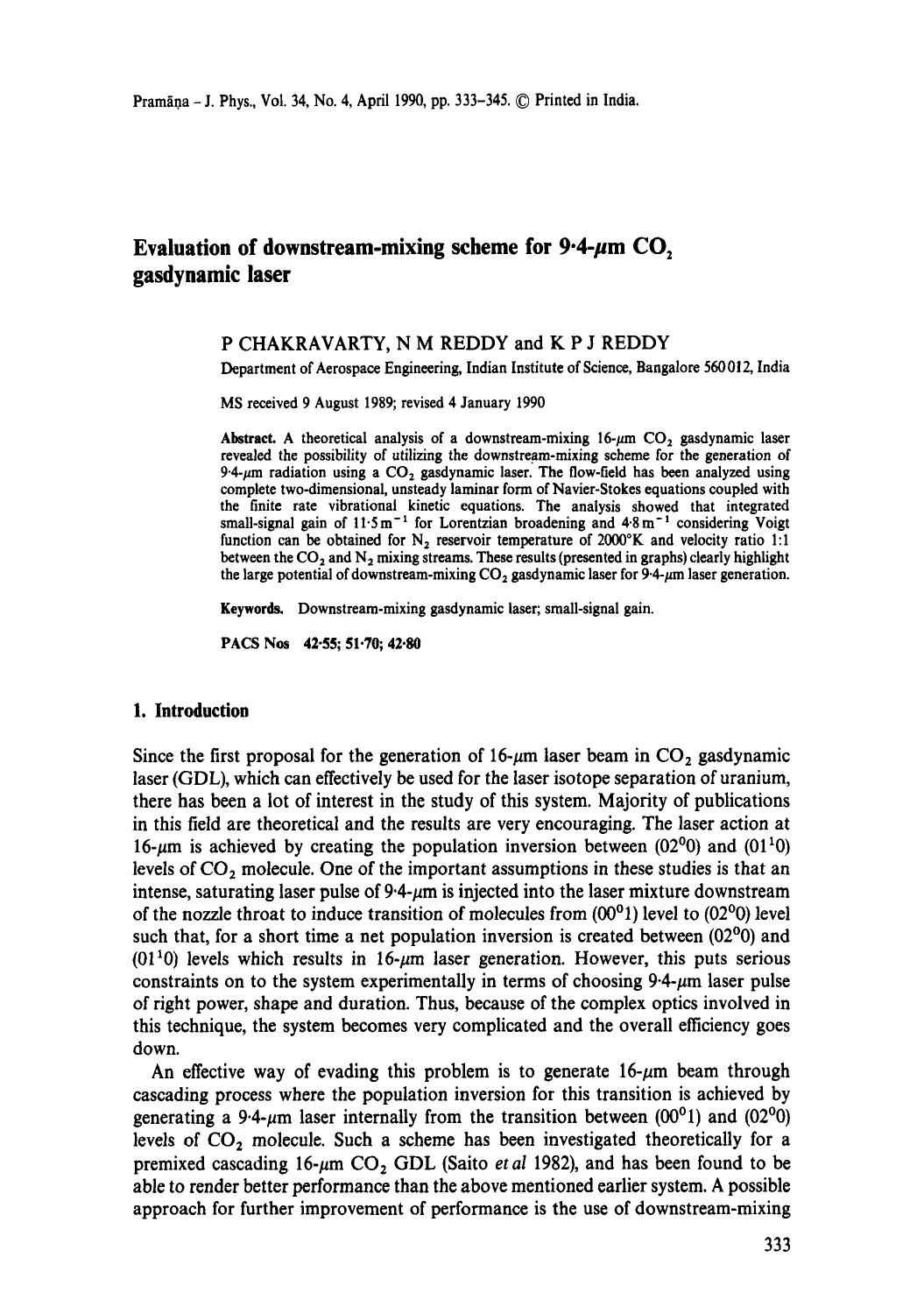# Evaluation of downstream-mixing scheme for 9·4-$\mu$m $CO_2$ gasdynamic laser

P CHAKRAVARTY, N M REDDY and K P J REDDY

Department of Aerospace Engineering, Indian Institute of Science, Bangalore 560012, India

MS received 9 August 1989; revised 4 January 1990

**Abstract.** A theoretical analysis of a downstream-mixing 16-$\mu$m $CO_2$ gasdynamic laser revealed the possibility of utilizing the downstream-mixing scheme for the generation of 9·4-$\mu$m radiation using a $CO_2$ gasdynamic laser. The flow-field has been analyzed using complete two-dimensional, unsteady laminar form of Navier-Stokes equations coupled with the finite rate vibrational kinetic equations. The analysis showed that integrated small-signal gain of 11·5 $m^{-1}$ for Lorentzian broadening and 4·8 $m^{-1}$ considering Voigt function can be obtained for $N_2$ reservoir temperature of 2000°K and velocity ratio 1:1 between the $CO_2$ and $N_2$ mixing streams. These results (presented in graphs) clearly highlight the large potential of downstream-mixing $CO_2$ gasdynamic laser for 9·4-$\mu$m laser generation.

**Keywords.** Downstream-mixing gasdynamic laser; small-signal gain.

**PACS Nos** 42·55; 51·70; 42·80

## 1. Introduction

Since the first proposal for the generation of 16-$\mu$m laser beam in $CO_2$ gasdynamic laser (GDL), which can effectively be used for the laser isotope separation of uranium, there has been a lot of interest in the study of this system. Majority of publications in this field are theoretical and the results are very encouraging. The laser action at 16-$\mu$m is achieved by creating the population inversion between $(02^00)$ and $(01^10)$ levels of $CO_2$ molecule. One of the important assumptions in these studies is that an intense, saturating laser pulse of 9·4-$\mu$m is injected into the laser mixture downstream of the nozzle throat to induce transition of molecules from $(00^01)$ level to $(02^00)$ level such that, for a short time a net population inversion is created between $(02^00)$ and $(01^10)$ levels which results in 16-$\mu$m laser generation. However, this puts serious constraints on to the system experimentally in terms of choosing 9·4-$\mu$m laser pulse of right power, shape and duration. Thus, because of the complex optics involved in this technique, the system becomes very complicated and the overall efficiency goes down.

An effective way of evading this problem is to generate 16-$\mu$m beam through cascading process where the population inversion for this transition is achieved by generating a 9·4-$\mu$m laser internally from the transition between $(00^01)$ and $(02^00)$ levels of $CO_2$ molecule. Such a scheme has been investigated theoretically for a premixed cascading 16-$\mu$m $CO_2$ GDL (Saito *et al* 1982), and has been found to be able to render better performance than the above mentioned earlier system. A possible approach for further improvement of performance is the use of downstream-mixing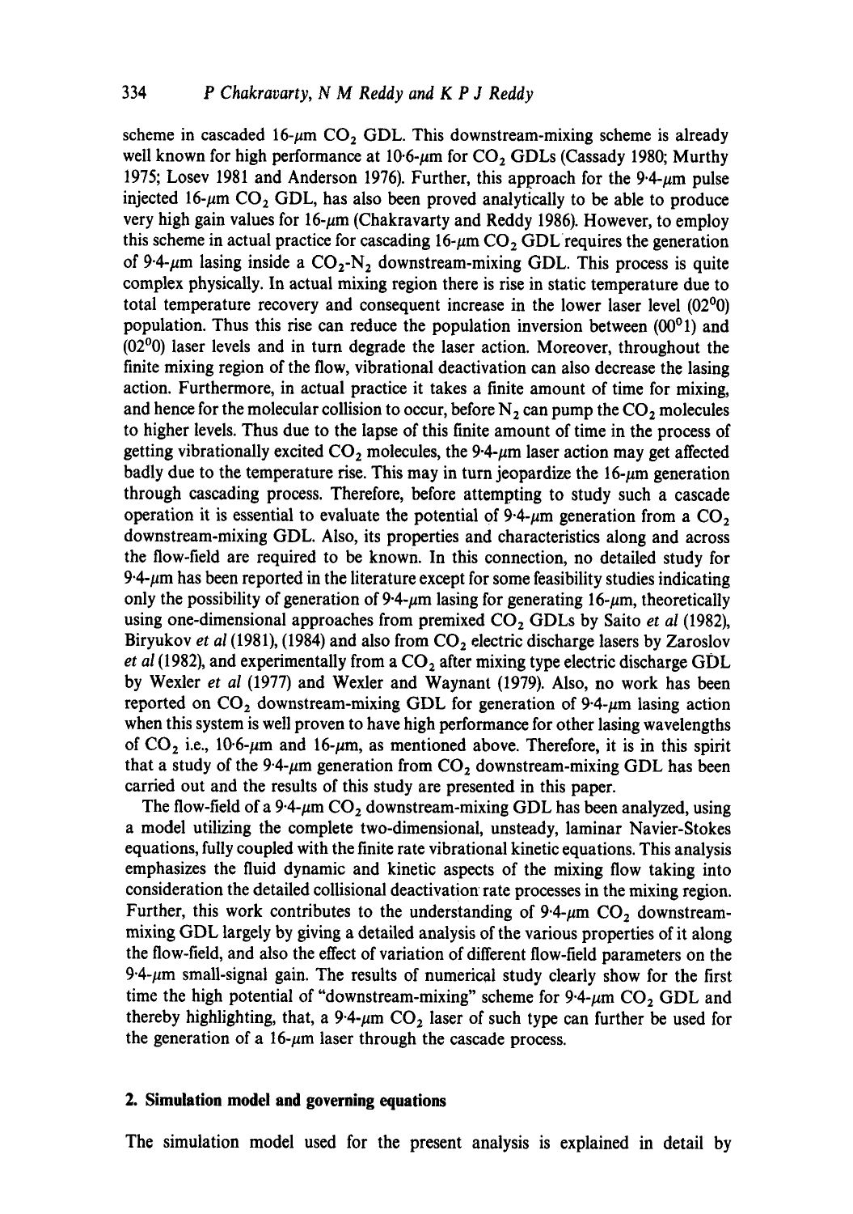scheme in cascaded 16-$\mu$m $CO_2$ GDL. This downstream-mixing scheme is already well known for high performance at 10·6-$\mu$m for $CO_2$ GDLs (Cassady 1980; Murthy 1975; Losev 1981 and Anderson 1976). Further, this approach for the 9·4-$\mu$m pulse injected 16-$\mu$m $CO_2$ GDL, has also been proved analytically to be able to produce very high gain values for 16-$\mu$m (Chakravarty and Reddy 1986). However, to employ this scheme in actual practice for cascading 16-$\mu$m $CO_2$ GDL requires the generation of 9·4-$\mu$m lasing inside a $CO_2$-$N_2$ downstream-mixing GDL. This process is quite complex physically. In actual mixing region there is rise in static temperature due to total temperature recovery and consequent increase in the lower laser level ($02^00$) population. Thus this rise can reduce the population inversion between ($00^01$) and ($02^00$) laser levels and in turn degrade the laser action. Moreover, throughout the finite mixing region of the flow, vibrational deactivation can also decrease the lasing action. Furthermore, in actual practice it takes a finite amount of time for mixing, and hence for the molecular collision to occur, before $N_2$ can pump the $CO_2$ molecules to higher levels. Thus due to the lapse of this finite amount of time in the process of getting vibrationally excited $CO_2$ molecules, the 9·4-$\mu$m laser action may get affected badly due to the temperature rise. This may in turn jeopardize the 16-$\mu$m generation through cascading process. Therefore, before attempting to study such a cascade operation it is essential to evaluate the potential of 9·4-$\mu$m generation from a $CO_2$ downstream-mixing GDL. Also, its properties and characteristics along and across the flow-field are required to be known. In this connection, no detailed study for 9·4-$\mu$m has been reported in the literature except for some feasibility studies indicating only the possibility of generation of 9·4-$\mu$m lasing for generating 16-$\mu$m, theoretically using one-dimensional approaches from premixed $CO_2$ GDLs by Saito *et al* (1982), Biryukov *et al* (1981), (1984) and also from $CO_2$ electric discharge lasers by Zaroslov *et al* (1982), and experimentally from a $CO_2$ after mixing type electric discharge GDL by Wexler *et al* (1977) and Wexler and Waynant (1979). Also, no work has been reported on $CO_2$ downstream-mixing GDL for generation of 9·4-$\mu$m lasing action when this system is well proven to have high performance for other lasing wavelengths of $CO_2$ i.e., 10·6-$\mu$m and 16-$\mu$m, as mentioned above. Therefore, it is in this spirit that a study of the 9·4-$\mu$m generation from $CO_2$ downstream-mixing GDL has been carried out and the results of this study are presented in this paper.

The flow-field of a 9·4-$\mu$m $CO_2$ downstream-mixing GDL has been analyzed, using a model utilizing the complete two-dimensional, unsteady, laminar Navier-Stokes equations, fully coupled with the finite rate vibrational kinetic equations. This analysis emphasizes the fluid dynamic and kinetic aspects of the mixing flow taking into consideration the detailed collisional deactivation rate processes in the mixing region. Further, this work contributes to the understanding of 9·4-$\mu$m $CO_2$ downstream-mixing GDL largely by giving a detailed analysis of the various properties of it along the flow-field, and also the effect of variation of different flow-field parameters on the 9·4-$\mu$m small-signal gain. The results of numerical study clearly show for the first time the high potential of "downstream-mixing" scheme for 9·4-$\mu$m $CO_2$ GDL and thereby highlighting, that, a 9·4-$\mu$m $CO_2$ laser of such type can further be used for the generation of a 16-$\mu$m laser through the cascade process.

## 2. Simulation model and governing equations

The simulation model used for the present analysis is explained in detail by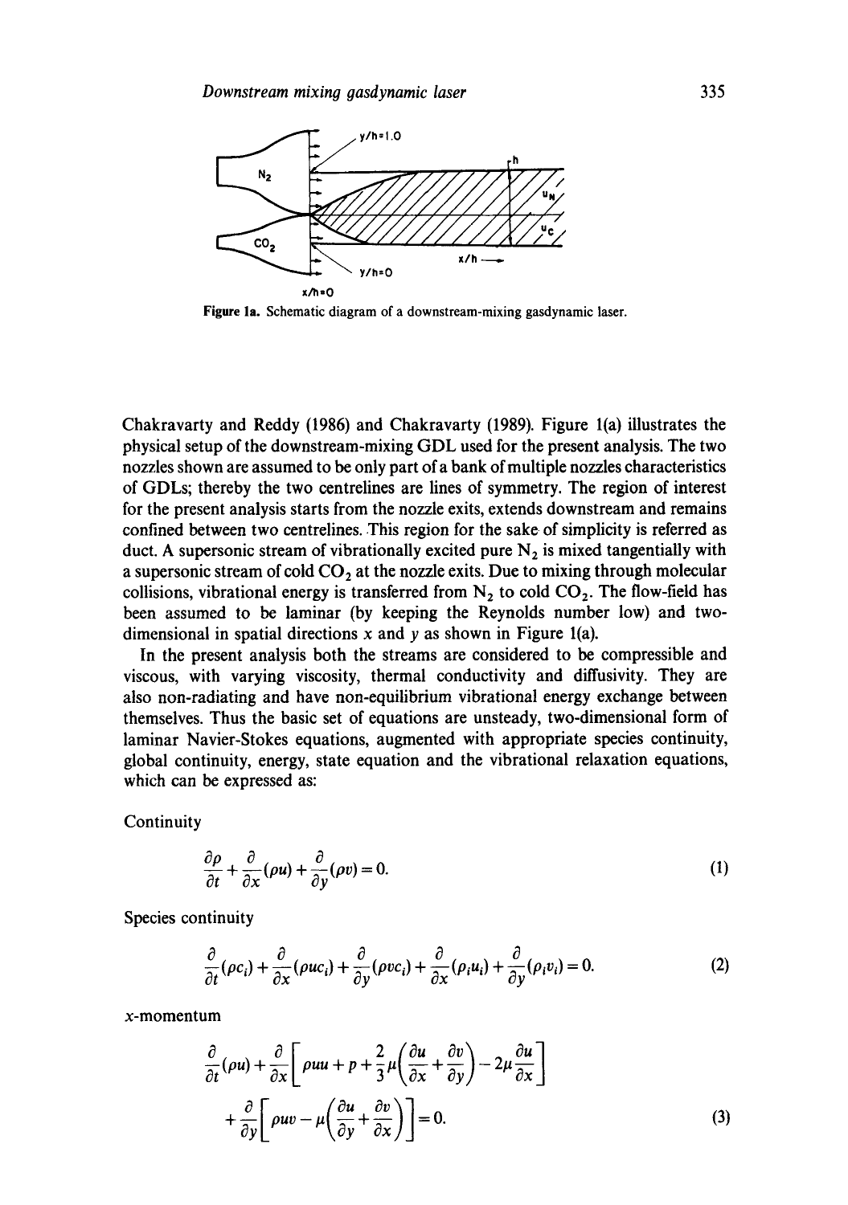y/h=1.0

N2

h

uN

uc

CO2

x/h

y/h=0

x/h=0

Figure 1a. Schematic diagram of a downstream-mixing gasdynamic laser.

Chakravarty and Reddy (1986) and Chakravarty (1989). Figure 1(a) illustrates the physical setup of the downstream-mixing GDL used for the present analysis. The two nozzles shown are assumed to be only part of a bank of multiple nozzles characteristics of GDLs; thereby the two centrelines are lines of symmetry. The region of interest for the present analysis starts from the nozzle exits, extends downstream and remains confined between two centrelines. This region for the sake of simplicity is referred as duct. A supersonic stream of vibrationally excited pure $N_2$ is mixed tangentially with a supersonic stream of cold $CO_2$ at the nozzle exits. Due to mixing through molecular collisions, vibrational energy is transferred from $N_2$ to cold $CO_2$. The flow-field has been assumed to be laminar (by keeping the Reynolds number low) and two-dimensional in spatial directions $x$ and $y$ as shown in Figure 1(a).

In the present analysis both the streams are considered to be compressible and viscous, with varying viscosity, thermal conductivity and diffusivity. They are also non-radiating and have non-equilibrium vibrational energy exchange between themselves. Thus the basic set of equations are unsteady, two-dimensional form of laminar Navier-Stokes equations, augmented with appropriate species continuity, global continuity, energy, state equation and the vibrational relaxation equations, which can be expressed as:

Continuity

$$\frac{\partial \rho}{\partial t} + \frac{\partial}{\partial x}(\rho u) + \frac{\partial}{\partial y}(\rho v) = 0. \tag{1}$$

Species continuity

$$\frac{\partial}{\partial t}(\rho c_i) + \frac{\partial}{\partial x}(\rho u c_i) + \frac{\partial}{\partial y}(\rho v c_i) + \frac{\partial}{\partial x}(\rho_i u_i) + \frac{\partial}{\partial y}(\rho_i v_i) = 0. \tag{2}$$

$x$-momentum

$$\frac{\partial}{\partial t}(\rho u) + \frac{\partial}{\partial x}\left[\rho u u + p + \frac{2}{3}\mu\left(\frac{\partial u}{\partial x} + \frac{\partial v}{\partial y}\right) - 2\mu\frac{\partial u}{\partial x}\right]$$
$$+ \frac{\partial}{\partial y}\left[\rho u v - \mu\left(\frac{\partial u}{\partial y} + \frac{\partial v}{\partial x}\right)\right] = 0. \tag{3}$$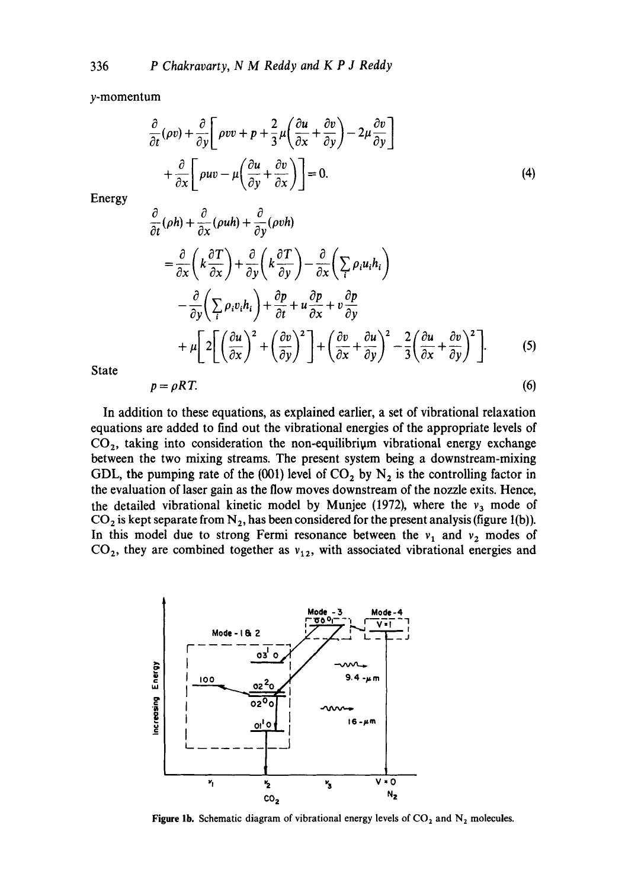y-momentum

$$\frac{\partial}{\partial t}(\rho v)+\frac{\partial}{\partial y}\left[\rho v v+p+\frac{2}{3}\mu\left(\frac{\partial u}{\partial x}+\frac{\partial v}{\partial y}\right)-2\mu\frac{\partial v}{\partial y}\right]$$
$$+\frac{\partial}{\partial x}\left[\rho u v-\mu\left(\frac{\partial u}{\partial y}+\frac{\partial v}{\partial x}\right)\right]=0. \tag{4}$$

Energy

$$\frac{\partial}{\partial t}(\rho h)+\frac{\partial}{\partial x}(\rho u h)+\frac{\partial}{\partial y}(\rho v h)$$
$$=\frac{\partial}{\partial x}\left(k\frac{\partial T}{\partial x}\right)+\frac{\partial}{\partial y}\left(k\frac{\partial T}{\partial y}\right)-\frac{\partial}{\partial x}\left(\sum_i \rho_i u_i h_i\right)$$
$$-\frac{\partial}{\partial y}\left(\sum_i \rho_i v_i h_i\right)+\frac{\partial p}{\partial t}+u\frac{\partial p}{\partial x}+v\frac{\partial p}{\partial y}$$
$$+\mu\left[2\left[\left(\frac{\partial u}{\partial x}\right)^2+\left(\frac{\partial v}{\partial y}\right)^2\right]+\left(\frac{\partial v}{\partial x}+\frac{\partial u}{\partial y}\right)^2-\frac{2}{3}\left(\frac{\partial u}{\partial x}+\frac{\partial v}{\partial y}\right)^2\right]. \tag{5}$$

State

$$p=\rho R T. \tag{6}$$

In addition to these equations, as explained earlier, a set of vibrational relaxation equations are added to find out the vibrational energies of the appropriate levels of $CO_2$, taking into consideration the non-equilibrium vibrational energy exchange between the two mixing streams. The present system being a downstream-mixing GDL, the pumping rate of the (001) level of $CO_2$ by $N_2$ is the controlling factor in the evaluation of laser gain as the flow moves downstream of the nozzle exits. Hence, the detailed vibrational kinetic model by Munjee (1972), where the $\nu_3$ mode of $CO_2$ is kept separate from $N_2$, has been considered for the present analysis (figure 1(b)). In this model due to strong Fermi resonance between the $\nu_1$ and $\nu_2$ modes of $CO_2$, they are combined together as $\nu_{12}$, with associated vibrational energies and

Increasing Energy

Mode - 1 & 2

Mode - 3

Mode - 4

00°1

V=1

03¹0

100

02²0

02⁰0

01¹0

9.4 - μm

16 - μm

ν₁

ν₂

ν₃

V = 0

CO₂

N₂

**Figure 1b.** Schematic diagram of vibrational energy levels of $CO_2$ and $N_2$ molecules.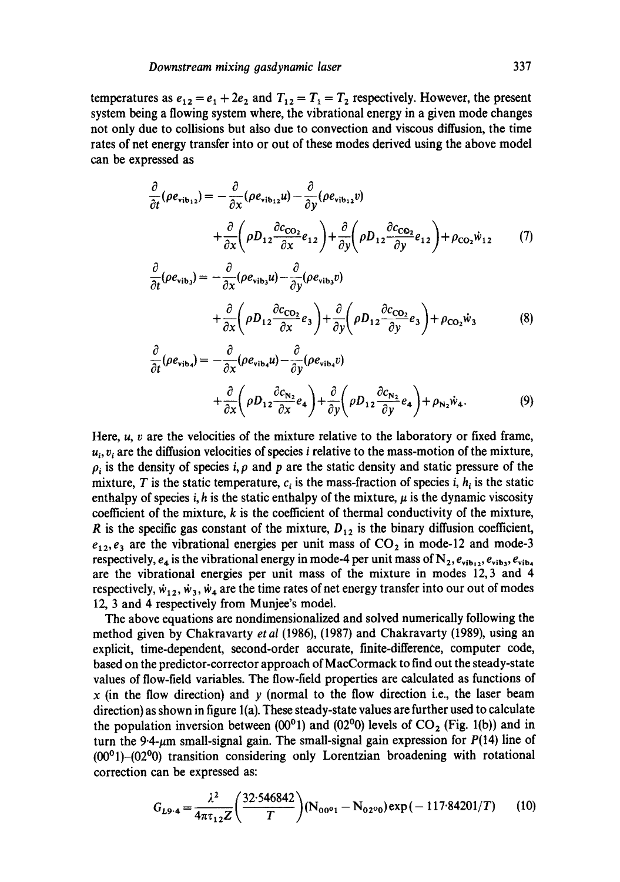temperatures as $e_{12} = e_1 + 2e_2$ and $T_{12} = T_1 = T_2$ respectively. However, the present system being a flowing system where, the vibrational energy in a given mode changes not only due to collisions but also due to convection and viscous diffusion, the time rates of net energy transfer into or out of these modes derived using the above model can be expressed as

$$\frac{\partial}{\partial t}(\rho e_{\mathrm{vib}_{12}}) = -\frac{\partial}{\partial x}(\rho e_{\mathrm{vib}_{12}} u) - \frac{\partial}{\partial y}(\rho e_{\mathrm{vib}_{12}} v) + \frac{\partial}{\partial x}\left(\rho D_{12}\frac{\partial c_{CO_2}}{\partial x} e_{12}\right) + \frac{\partial}{\partial y}\left(\rho D_{12}\frac{\partial c_{CO_2}}{\partial y} e_{12}\right) + \rho_{CO_2}\dot{w}_{12} \tag{7}$$

$$\frac{\partial}{\partial t}(\rho e_{\mathrm{vib}_3}) = -\frac{\partial}{\partial x}(\rho e_{\mathrm{vib}_3} u) - \frac{\partial}{\partial y}(\rho e_{\mathrm{vib}_3} v) + \frac{\partial}{\partial x}\left(\rho D_{12}\frac{\partial c_{CO_2}}{\partial x} e_3\right) + \frac{\partial}{\partial y}\left(\rho D_{12}\frac{\partial c_{CO_2}}{\partial y} e_3\right) + \rho_{CO_2}\dot{w}_3 \tag{8}$$

$$\frac{\partial}{\partial t}(\rho e_{\mathrm{vib}_4}) = -\frac{\partial}{\partial x}(\rho e_{\mathrm{vib}_4} u) - \frac{\partial}{\partial y}(\rho e_{\mathrm{vib}_4} v) + \frac{\partial}{\partial x}\left(\rho D_{12}\frac{\partial c_{N_2}}{\partial x} e_4\right) + \frac{\partial}{\partial y}\left(\rho D_{12}\frac{\partial c_{N_2}}{\partial y} e_4\right) + \rho_{N_2}\dot{w}_4. \tag{9}$$

Here, $u$, $v$ are the velocities of the mixture relative to the laboratory or fixed frame, $u_i, v_i$ are the diffusion velocities of species $i$ relative to the mass-motion of the mixture, $\rho_i$ is the density of species $i$, $\rho$ and $p$ are the static density and static pressure of the mixture, $T$ is the static temperature, $c_i$ is the mass-fraction of species $i$, $h_i$ is the static enthalpy of species $i$, $h$ is the static enthalpy of the mixture, $\mu$ is the dynamic viscosity coefficient of the mixture, $k$ is the coefficient of thermal conductivity of the mixture, $R$ is the specific gas constant of the mixture, $D_{12}$ is the binary diffusion coefficient, $e_{12}, e_3$ are the vibrational energies per unit mass of $CO_2$ in mode-12 and mode-3 respectively, $e_4$ is the vibrational energy in mode-4 per unit mass of $N_2$, $e_{\mathrm{vib}_{12}}, e_{\mathrm{vib}_3}, e_{\mathrm{vib}_4}$ are the vibrational energies per unit mass of the mixture in modes 12, 3 and 4 respectively, $\dot{w}_{12}, \dot{w}_3, \dot{w}_4$ are the time rates of net energy transfer into our out of modes 12, 3 and 4 respectively from Munjee's model.

The above equations are nondimensionalized and solved numerically following the method given by Chakravarty *et al* (1986), (1987) and Chakravarty (1989), using an explicit, time-dependent, second-order accurate, finite-difference, computer code, based on the predictor-corrector approach of MacCormack to find out the steady-state values of flow-field variables. The flow-field properties are calculated as functions of $x$ (in the flow direction) and $y$ (normal to the flow direction i.e., the laser beam direction) as shown in figure 1(a). These steady-state values are further used to calculate the population inversion between $(00^01)$ and $(02^00)$ levels of $CO_2$ (Fig. 1(b)) and in turn the 9·4-$\mu$m small-signal gain. The small-signal gain expression for $P(14)$ line of $(00^01)$–$(02^00)$ transition considering only Lorentzian broadening with rotational correction can be expressed as:

$$G_{L9\cdot 4} = \frac{\lambda^2}{4\pi\tau_{12}Z}\left(\frac{32\cdot 546842}{T}\right)(N_{00^01} - N_{02^00})\exp(-117\cdot 84201/T) \tag{10}$$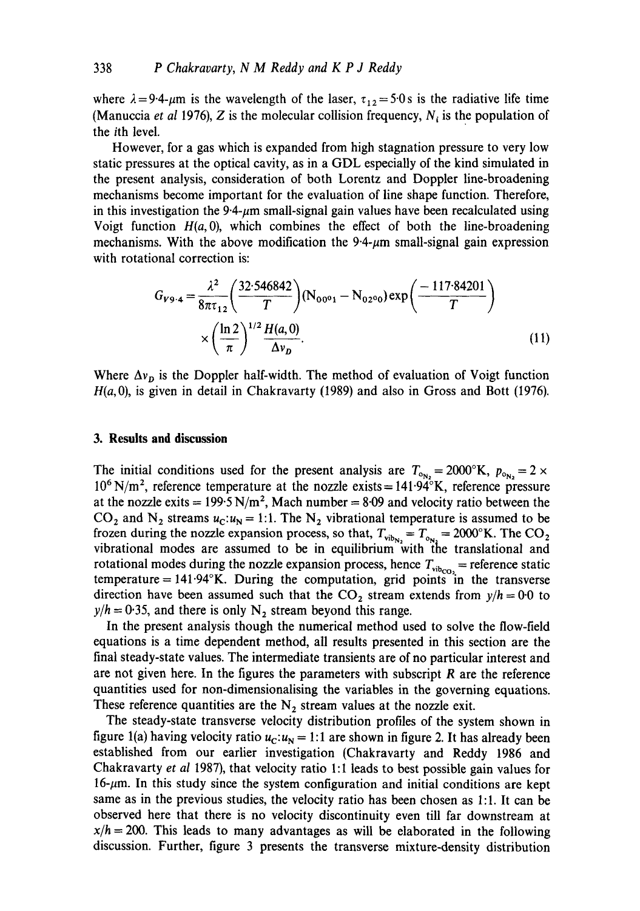where $\lambda = 9{\cdot}4$-$\mu$m is the wavelength of the laser, $\tau_{12} = 5{\cdot}0$ s is the radiative life time (Manuccia *et al* 1976), $Z$ is the molecular collision frequency, $N_i$ is the population of the $i$th level.

However, for a gas which is expanded from high stagnation pressure to very low static pressures at the optical cavity, as in a GDL especially of the kind simulated in the present analysis, consideration of both Lorentz and Doppler line-broadening mechanisms become important for the evaluation of line shape function. Therefore, in this investigation the 9·4-$\mu$m small-signal gain values have been recalculated using Voigt function $H(a, 0)$, which combines the effect of both the line-broadening mechanisms. With the above modification the 9·4-$\mu$m small-signal gain expression with rotational correction is:

$$G_{V9{\cdot}4} = \frac{\lambda^2}{8\pi\tau_{12}}\left(\frac{32{\cdot}546842}{T}\right)(\mathrm{N}_{00^01} - \mathrm{N}_{02^00})\exp\left(\frac{-117{\cdot}84201}{T}\right) \times \left(\frac{\ln 2}{\pi}\right)^{1/2}\frac{H(a,0)}{\Delta\nu_D}. \tag{11}$$

Where $\Delta\nu_D$ is the Doppler half-width. The method of evaluation of Voigt function $H(a, 0)$, is given in detail in Chakravarty (1989) and also in Gross and Bott (1976).

## 3. Results and discussion

The initial conditions used for the present analysis are $T_{o_{N_2}} = 2000°$K, $p_{o_{N_2}} = 2 \times 10^6$ N/m$^2$, reference temperature at the nozzle exists = 141·94°K, reference pressure at the nozzle exits = 199·5 N/m$^2$, Mach number = 8·09 and velocity ratio between the $CO_2$ and $N_2$ streams $u_C{:}u_N = 1{:}1$. The $N_2$ vibrational temperature is assumed to be frozen during the nozzle expansion process, so that, $T_{vib_{N_2}} = T_{o_{N_2}} = 2000°$K. The $CO_2$ vibrational modes are assumed to be in equilibrium with the translational and rotational modes during the nozzle expansion process, hence $T_{vib_{CO_2}}$ = reference static temperature = 141·94°K. During the computation, grid points in the transverse direction have been assumed such that the $CO_2$ stream extends from $y/h = 0{\cdot}0$ to $y/h = 0{\cdot}35$, and there is only $N_2$ stream beyond this range.

In the present analysis though the numerical method used to solve the flow-field equations is a time dependent method, all results presented in this section are the final steady-state values. The intermediate transients are of no particular interest and are not given here. In the figures the parameters with subscript $R$ are the reference quantities used for non-dimensionalising the variables in the governing equations. These reference quantities are the $N_2$ stream values at the nozzle exit.

The steady-state transverse velocity distribution profiles of the system shown in figure 1(a) having velocity ratio $u_C{:}u_N = 1{:}1$ are shown in figure 2. It has already been established from our earlier investigation (Chakravarty and Reddy 1986 and Chakravarty *et al* 1987), that velocity ratio 1:1 leads to best possible gain values for 16-$\mu$m. In this study since the system configuration and initial conditions are kept same as in the previous studies, the velocity ratio has been chosen as 1:1. It can be observed here that there is no velocity discontinuity even till far downstream at $x/h = 200$. This leads to many advantages as will be elaborated in the following discussion. Further, figure 3 presents the transverse mixture-density distribution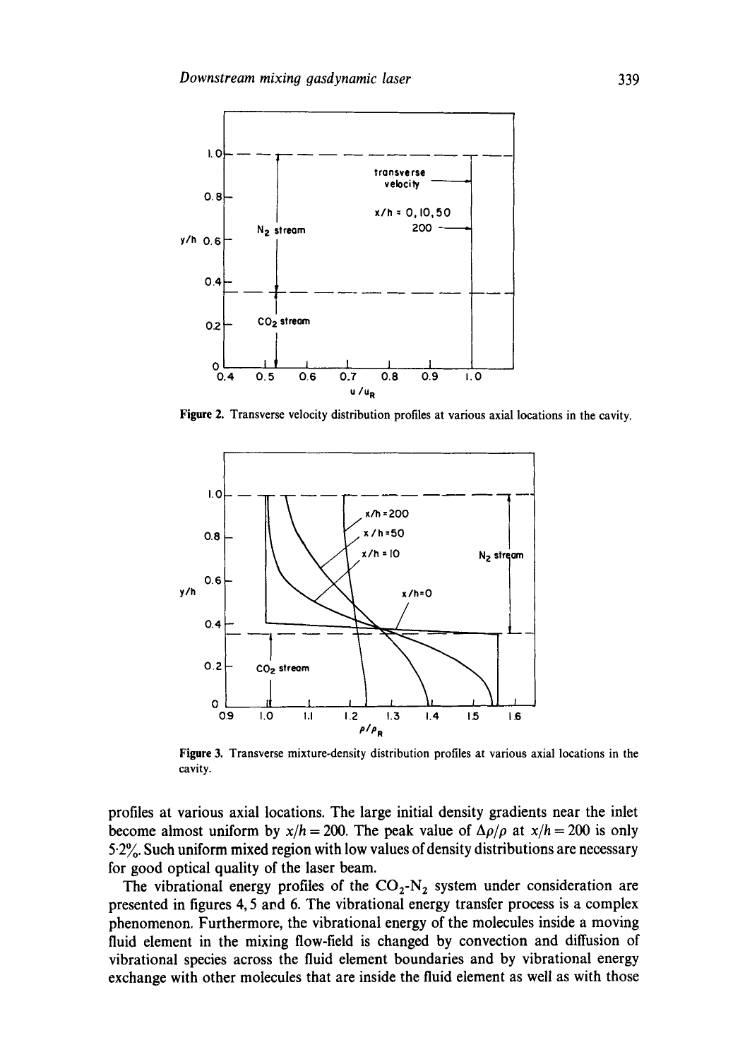1.0

0.8

0.6

y/h

0.4

0.2

0

transverse velocity

$x/h = 0, 10, 50$

200

$N_2$ stream

$CO_2$ stream

0.4 0.5 0.6 0.7 0.8 0.9 1.0

$u/u_R$

**Figure 2.** Transverse velocity distribution profiles at various axial locations in the cavity.

1.0

0.8

0.6

y/h

0.4

0.2

0

$x/h = 200$

$x/h = 50$

$x/h = 10$

$x/h = 0$

$N_2$ stream

$CO_2$ stream

0.9 1.0 1.1 1.2 1.3 1.4 1.5 1.6

$\rho/\rho_R$

**Figure 3.** Transverse mixture-density distribution profiles at various axial locations in the cavity.

profiles at various axial locations. The large initial density gradients near the inlet become almost uniform by $x/h = 200$. The peak value of $\Delta\rho/\rho$ at $x/h = 200$ is only 5·2%. Such uniform mixed region with low values of density distributions are necessary for good optical quality of the laser beam.

The vibrational energy profiles of the $CO_2$-$N_2$ system under consideration are presented in figures 4, 5 and 6. The vibrational energy transfer process is a complex phenomenon. Furthermore, the vibrational energy of the molecules inside a moving fluid element in the mixing flow-field is changed by convection and diffusion of vibrational species across the fluid element boundaries and by vibrational energy exchange with other molecules that are inside the fluid element as well as with those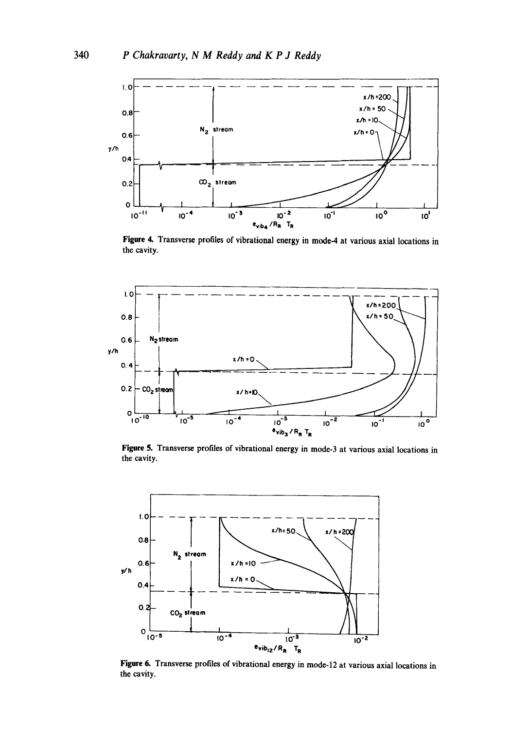1.0

0.8

0.6

0.4

0.2

0

y/h

$N_2$ stream

$CO_2$ stream

x/h = 200

x/h = 50

x/h = 10

x/h = 0

$10^{-11}$ $10^{-4}$ $10^{-3}$ $10^{-2}$ $10^{-1}$ $10^{0}$ $10^{1}$

$e_{vib_4}/R_R\ T_R$

**Figure 4.** Transverse profiles of vibrational energy in mode-4 at various axial locations in the cavity.

1.0

0.8

0.6

0.4

0.2

0

y/h

$N_2$ stream

$CO_2$ stream

x/h = 200

x/h = 50

x/h = 0

x/h = 10

$10^{-10}$ $10^{-5}$ $10^{-4}$ $10^{-3}$ $10^{-2}$ $10^{-1}$ $10^{0}$

$e_{vib_3}/R_R\ T_R$

**Figure 5.** Transverse profiles of vibrational energy in mode-3 at various axial locations in the cavity.

1.0

0.8

0.6

0.4

0.2

0

y/h

$N_2$ stream

$CO_2$ stream

x/h = 50

x/h = 200

x/h = 10

x/h = 0

$10^{-5}$ $10^{-4}$ $10^{-3}$ $10^{-2}$

$e_{vib_{12}}/R_R\ T_R$

**Figure 6.** Transverse profiles of vibrational energy in mode-12 at various axial locations in the cavity.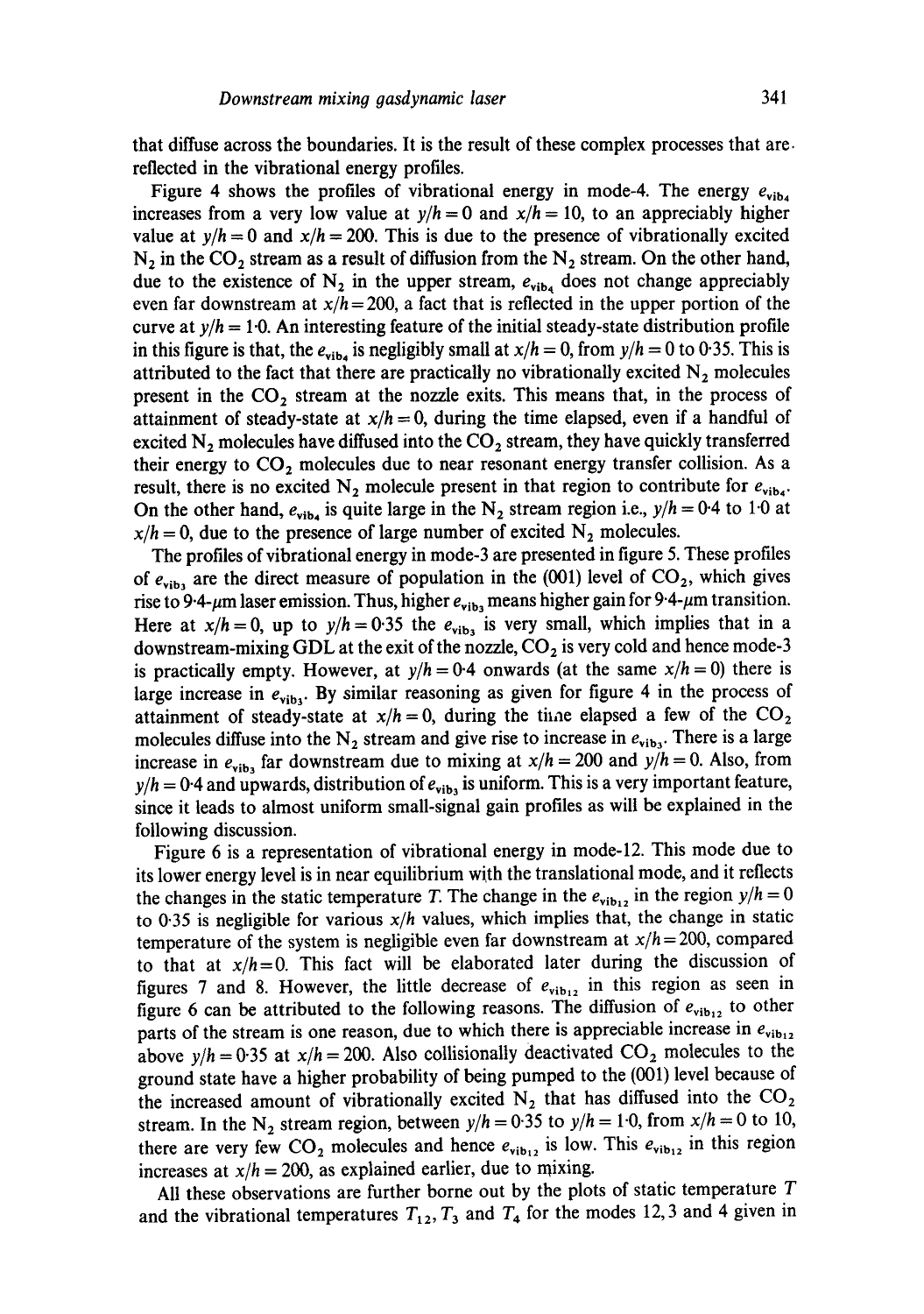that diffuse across the boundaries. It is the result of these complex processes that are reflected in the vibrational energy profiles.

Figure 4 shows the profiles of vibrational energy in mode-4. The energy $e_{vib_4}$ increases from a very low value at $y/h = 0$ and $x/h = 10$, to an appreciably higher value at $y/h = 0$ and $x/h = 200$. This is due to the presence of vibrationally excited $N_2$ in the $CO_2$ stream as a result of diffusion from the $N_2$ stream. On the other hand, due to the existence of $N_2$ in the upper stream, $e_{vib_4}$ does not change appreciably even far downstream at $x/h = 200$, a fact that is reflected in the upper portion of the curve at $y/h = 1{\cdot}0$. An interesting feature of the initial steady-state distribution profile in this figure is that, the $e_{vib_4}$ is negligibly small at $x/h = 0$, from $y/h = 0$ to $0{\cdot}35$. This is attributed to the fact that there are practically no vibrationally excited $N_2$ molecules present in the $CO_2$ stream at the nozzle exits. This means that, in the process of attainment of steady-state at $x/h = 0$, during the time elapsed, even if a handful of excited $N_2$ molecules have diffused into the $CO_2$ stream, they have quickly transferred their energy to $CO_2$ molecules due to near resonant energy transfer collision. As a result, there is no excited $N_2$ molecule present in that region to contribute for $e_{vib_4}$. On the other hand, $e_{vib_4}$ is quite large in the $N_2$ stream region i.e., $y/h = 0{\cdot}4$ to $1{\cdot}0$ at $x/h = 0$, due to the presence of large number of excited $N_2$ molecules.

The profiles of vibrational energy in mode-3 are presented in figure 5. These profiles of $e_{vib_3}$ are the direct measure of population in the (001) level of $CO_2$, which gives rise to $9{\cdot}4$-$\mu$m laser emission. Thus, higher $e_{vib_3}$ means higher gain for $9{\cdot}4$-$\mu$m transition. Here at $x/h = 0$, up to $y/h = 0{\cdot}35$ the $e_{vib_3}$ is very small, which implies that in a downstream-mixing GDL at the exit of the nozzle, $CO_2$ is very cold and hence mode-3 is practically empty. However, at $y/h = 0{\cdot}4$ onwards (at the same $x/h = 0$) there is large increase in $e_{vib_3}$. By similar reasoning as given for figure 4 in the process of attainment of steady-state at $x/h = 0$, during the time elapsed a few of the $CO_2$ molecules diffuse into the $N_2$ stream and give rise to increase in $e_{vib_3}$. There is a large increase in $e_{vib_3}$ far downstream due to mixing at $x/h = 200$ and $y/h = 0$. Also, from $y/h = 0{\cdot}4$ and upwards, distribution of $e_{vib_3}$ is uniform. This is a very important feature, since it leads to almost uniform small-signal gain profiles as will be explained in the following discussion.

Figure 6 is a representation of vibrational energy in mode-12. This mode due to its lower energy level is in near equilibrium with the translational mode, and it reflects the changes in the static temperature $T$. The change in the $e_{vib_{12}}$ in the region $y/h = 0$ to $0{\cdot}35$ is negligible for various $x/h$ values, which implies that, the change in static temperature of the system is negligible even far downstream at $x/h = 200$, compared to that at $x/h = 0$. This fact will be elaborated later during the discussion of figures 7 and 8. However, the little decrease of $e_{vib_{12}}$ in this region as seen in figure 6 can be attributed to the following reasons. The diffusion of $e_{vib_{12}}$ to other parts of the stream is one reason, due to which there is appreciable increase in $e_{vib_{12}}$ above $y/h = 0{\cdot}35$ at $x/h = 200$. Also collisionally deactivated $CO_2$ molecules to the ground state have a higher probability of being pumped to the (001) level because of the increased amount of vibrationally excited $N_2$ that has diffused into the $CO_2$ stream. In the $N_2$ stream region, between $y/h = 0{\cdot}35$ to $y/h = 1{\cdot}0$, from $x/h = 0$ to 10, there are very few $CO_2$ molecules and hence $e_{vib_{12}}$ is low. This $e_{vib_{12}}$ in this region increases at $x/h = 200$, as explained earlier, due to mixing.

All these observations are further borne out by the plots of static temperature $T$ and the vibrational temperatures $T_{12}$, $T_3$ and $T_4$ for the modes 12, 3 and 4 given in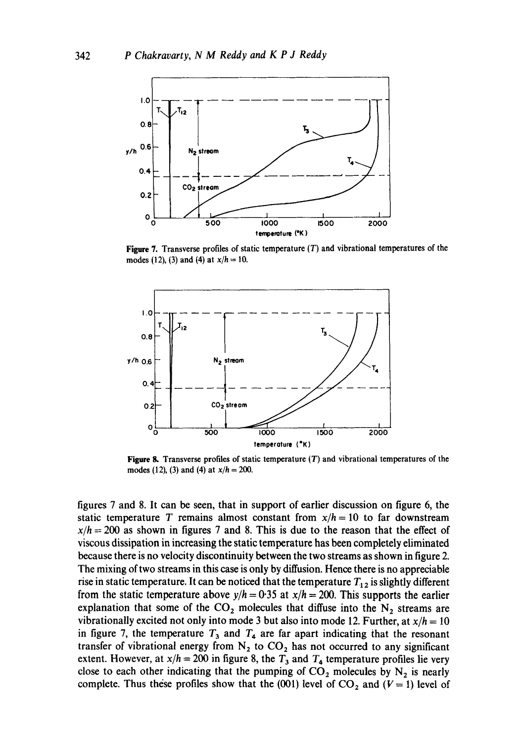1.0

0.8

y/h 0.6

0.4

0.2

0

T $T_{12}$

$T_3$

$T_4$

$N_2$ stream

$CO_2$ stream

0 500 1000 1500 2000

temperature (°K)

**Figure 7.** Transverse profiles of static temperature ($T$) and vibrational temperatures of the modes (12), (3) and (4) at $x/h = 10$.

1.0

0.8

y/h 0.6

0.4

0.2

0

T $T_{12}$

$T_3$

$T_4$

$N_2$ stream

$CO_2$ stream

0 500 1000 1500 2000

temperature (°K)

**Figure 8.** Transverse profiles of static temperature ($T$) and vibrational temperatures of the modes (12), (3) and (4) at $x/h = 200$.

figures 7 and 8. It can be seen, that in support of earlier discussion on figure 6, the static temperature $T$ remains almost constant from $x/h = 10$ to far downstream $x/h = 200$ as shown in figures 7 and 8. This is due to the reason that the effect of viscous dissipation in increasing the static temperature has been completely eliminated because there is no velocity discontinuity between the two streams as shown in figure 2. The mixing of two streams in this case is only by diffusion. Hence there is no appreciable rise in static temperature. It can be noticed that the temperature $T_{12}$ is slightly different from the static temperature above $y/h = 0{\cdot}35$ at $x/h = 200$. This supports the earlier explanation that some of the $CO_2$ molecules that diffuse into the $N_2$ streams are vibrationally excited not only into mode 3 but also into mode 12. Further, at $x/h = 10$ in figure 7, the temperature $T_3$ and $T_4$ are far apart indicating that the resonant transfer of vibrational energy from $N_2$ to $CO_2$ has not occurred to any significant extent. However, at $x/h = 200$ in figure 8, the $T_3$ and $T_4$ temperature profiles lie very close to each other indicating that the pumping of $CO_2$ molecules by $N_2$ is nearly complete. Thus these profiles show that the (001) level of $CO_2$ and ($V = 1$) level of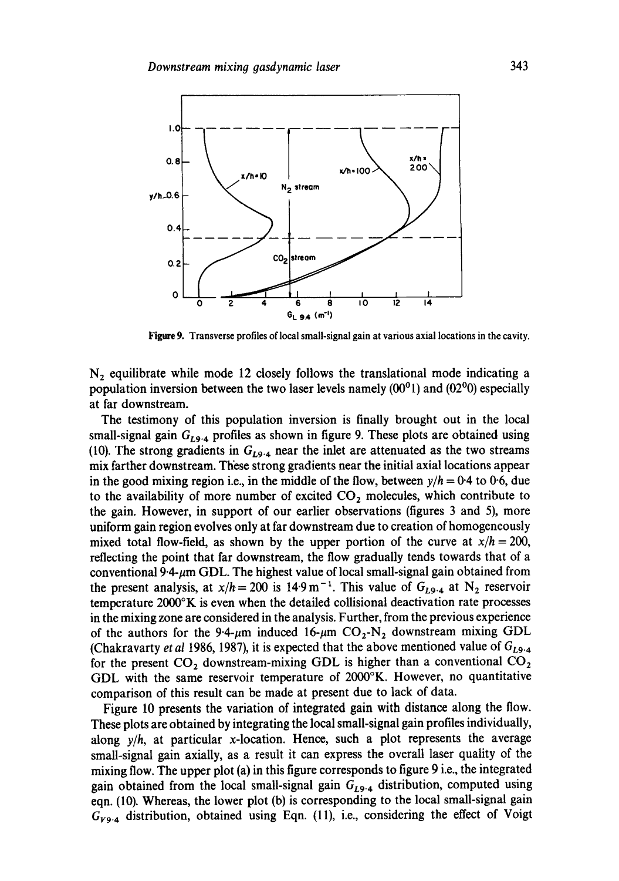1.0
0.8
y/h 0.6
0.4
0.2
0
x/h = 10
$N_2$ stream
x/h = 100
x/h = 200
$CO_2$ stream
0 2 4 6 8 10 12 14
$G_{L\,9.4}$ (m$^{-1}$)

Figure 9. Transverse profiles of local small-signal gain at various axial locations in the cavity.

$N_2$ equilibrate while mode 12 closely follows the translational mode indicating a population inversion between the two laser levels namely ($00^01$) and ($02^00$) especially at far downstream.

The testimony of this population inversion is finally brought out in the local small-signal gain $G_{L9\cdot4}$ profiles as shown in figure 9. These plots are obtained using (10). The strong gradients in $G_{L9\cdot4}$ near the inlet are attenuated as the two streams mix farther downstream. These strong gradients near the initial axial locations appear in the good mixing region i.e., in the middle of the flow, between $y/h = 0{\cdot}4$ to $0{\cdot}6$, due to the availability of more number of excited $CO_2$ molecules, which contribute to the gain. However, in support of our earlier observations (figures 3 and 5), more uniform gain region evolves only at far downstream due to creation of homogeneously mixed total flow-field, as shown by the upper portion of the curve at $x/h = 200$, reflecting the point that far downstream, the flow gradually tends towards that of a conventional 9·4-$\mu$m GDL. The highest value of local small-signal gain obtained from the present analysis, at $x/h = 200$ is $14{\cdot}9\,\text{m}^{-1}$. This value of $G_{L9\cdot4}$ at $N_2$ reservoir temperature 2000°K is even when the detailed collisional deactivation rate processes in the mixing zone are considered in the analysis. Further, from the previous experience of the authors for the 9·4-$\mu$m induced 16-$\mu$m $CO_2$-$N_2$ downstream mixing GDL (Chakravarty *et al* 1986, 1987), it is expected that the above mentioned value of $G_{L9\cdot4}$ for the present $CO_2$ downstream-mixing GDL is higher than a conventional $CO_2$ GDL with the same reservoir temperature of 2000°K. However, no quantitative comparison of this result can be made at present due to lack of data.

Figure 10 presents the variation of integrated gain with distance along the flow. These plots are obtained by integrating the local small-signal gain profiles individually, along $y/h$, at particular $x$-location. Hence, such a plot represents the average small-signal gain axially, as a result it can express the overall laser quality of the mixing flow. The upper plot (a) in this figure corresponds to figure 9 i.e., the integrated gain obtained from the local small-signal gain $G_{L9\cdot4}$ distribution, computed using eqn. (10). Whereas, the lower plot (b) is corresponding to the local small-signal gain $G_{V9\cdot4}$ distribution, obtained using Eqn. (11), i.e., considering the effect of Voigt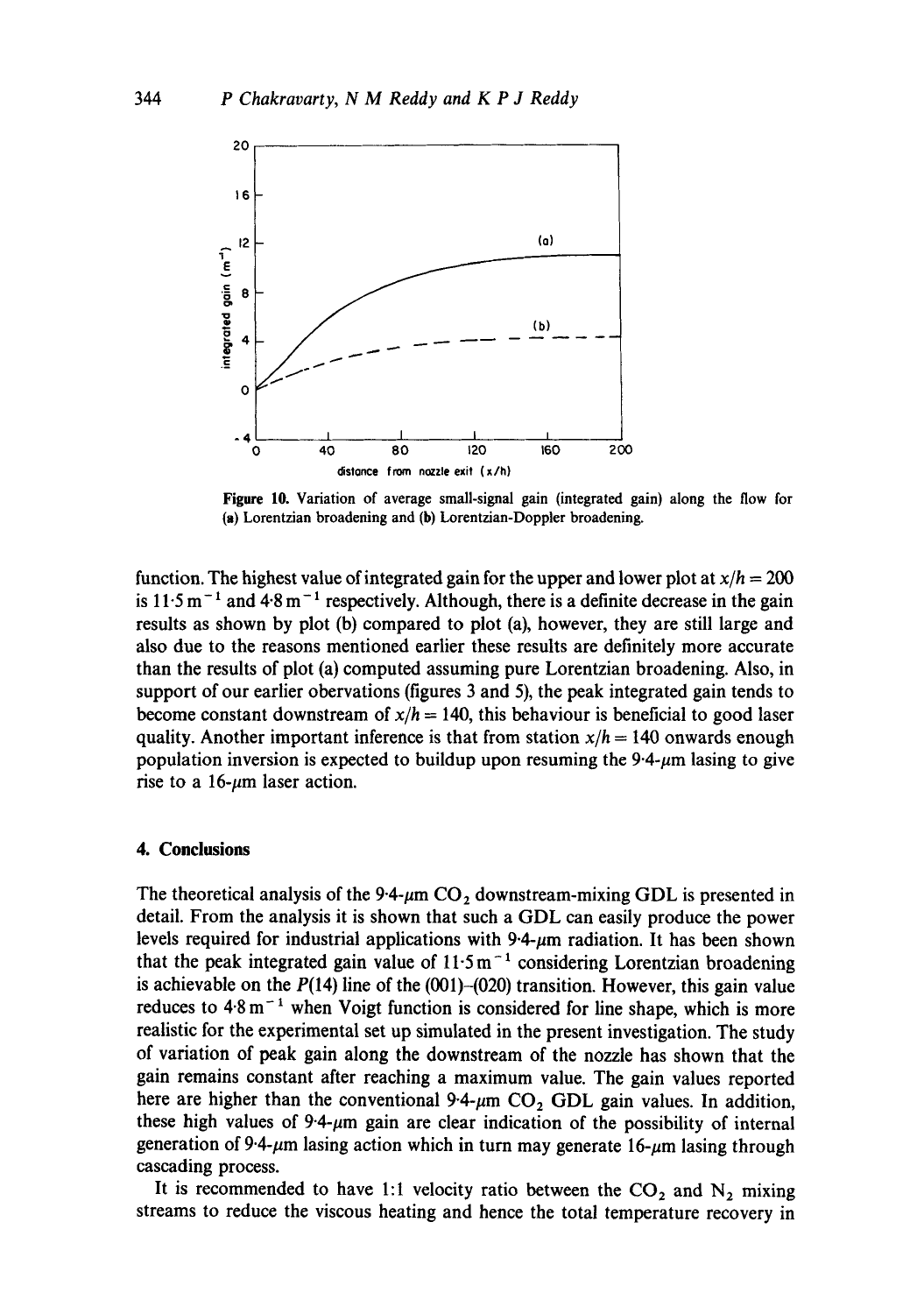20

16

12

8

4

0

-4

integrated gain ($m^{-1}$)

(a)

(b)

0 40 80 120 160 200

distance from nozzle exit ($x/h$)

**Figure 10.** Variation of average small-signal gain (integrated gain) along the flow for (a) Lorentzian broadening and (b) Lorentzian-Doppler broadening.

function. The highest value of integrated gain for the upper and lower plot at $x/h = 200$ is $11 \cdot 5\,m^{-1}$ and $4 \cdot 8\,m^{-1}$ respectively. Although, there is a definite decrease in the gain results as shown by plot (b) compared to plot (a), however, they are still large and also due to the reasons mentioned earlier these results are definitely more accurate than the results of plot (a) computed assuming pure Lorentzian broadening. Also, in support of our earlier obervations (figures 3 and 5), the peak integrated gain tends to become constant downstream of $x/h = 140$, this behaviour is beneficial to good laser quality. Another important inference is that from station $x/h = 140$ onwards enough population inversion is expected to buildup upon resuming the 9·4-$\mu$m lasing to give rise to a 16-$\mu$m laser action.

## 4. Conclusions

The theoretical analysis of the 9·4-$\mu$m $CO_2$ downstream-mixing GDL is presented in detail. From the analysis it is shown that such a GDL can easily produce the power levels required for industrial applications with 9·4-$\mu$m radiation. It has been shown that the peak integrated gain value of $11 \cdot 5\,m^{-1}$ considering Lorentzian broadening is achievable on the $P(14)$ line of the (001)–(020) transition. However, this gain value reduces to $4 \cdot 8\,m^{-1}$ when Voigt function is considered for line shape, which is more realistic for the experimental set up simulated in the present investigation. The study of variation of peak gain along the downstream of the nozzle has shown that the gain remains constant after reaching a maximum value. The gain values reported here are higher than the conventional 9·4-$\mu$m $CO_2$ GDL gain values. In addition, these high values of 9·4-$\mu$m gain are clear indication of the possibility of internal generation of 9·4-$\mu$m lasing action which in turn may generate 16-$\mu$m lasing through cascading process.

It is recommended to have 1:1 velocity ratio between the $CO_2$ and $N_2$ mixing streams to reduce the viscous heating and hence the total temperature recovery in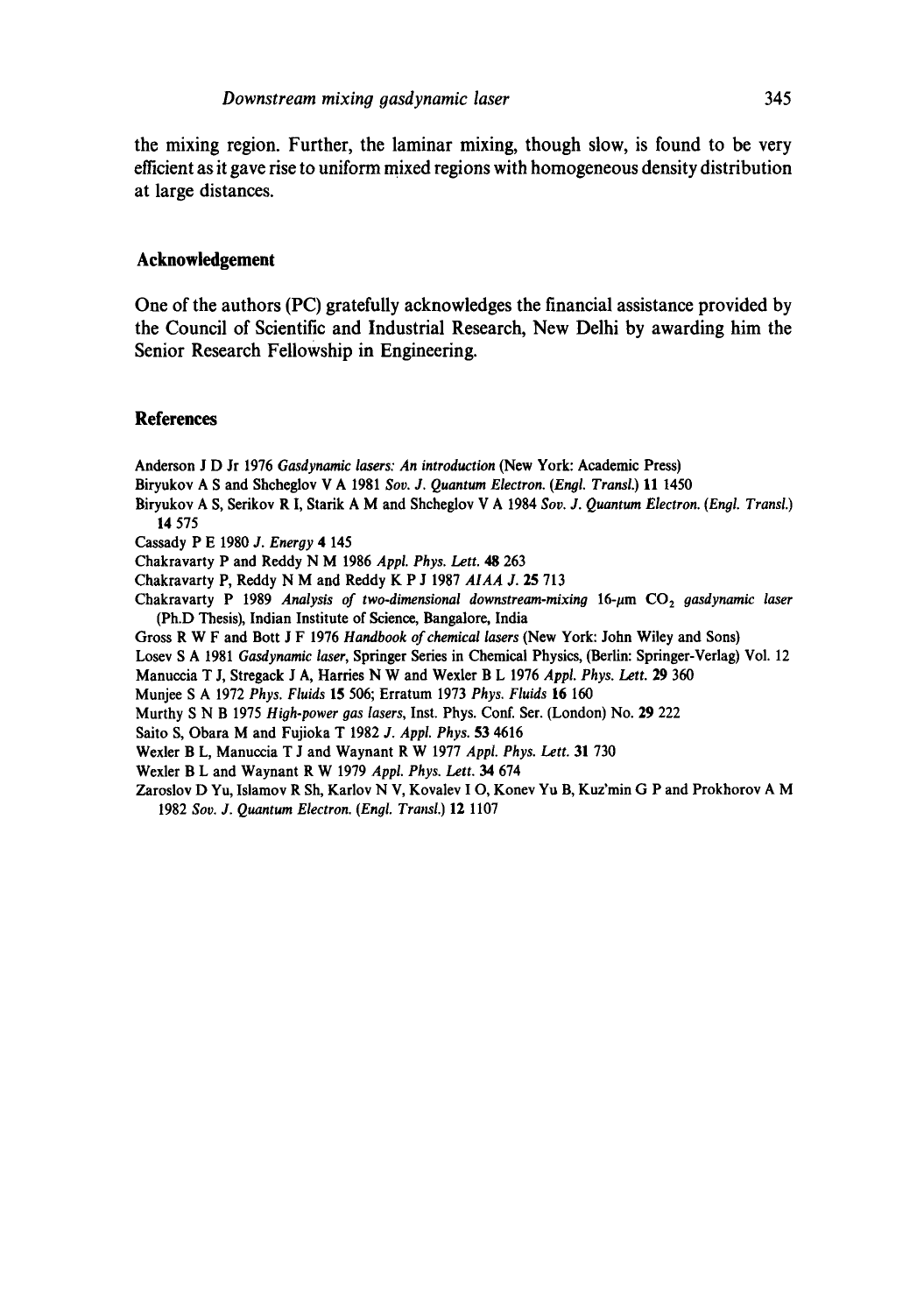the mixing region. Further, the laminar mixing, though slow, is found to be very efficient as it gave rise to uniform mixed regions with homogeneous density distribution at large distances.

## Acknowledgement

One of the authors (PC) gratefully acknowledges the financial assistance provided by the Council of Scientific and Industrial Research, New Delhi by awarding him the Senior Research Fellowship in Engineering.

## References

Anderson J D Jr 1976 *Gasdynamic lasers: An introduction* (New York: Academic Press)

Biryukov A S and Shcheglov V A 1981 *Sov. J. Quantum Electron. (Engl. Transl.)* **11** 1450

Biryukov A S, Serikov R I, Starik A M and Shcheglov V A 1984 *Sov. J. Quantum Electron. (Engl. Transl.)* **14** 575

Cassady P E 1980 *J. Energy* **4** 145

Chakravarty P and Reddy N M 1986 *Appl. Phys. Lett.* **48** 263

Chakravarty P, Reddy N M and Reddy K P J 1987 *AIAA J.* **25** 713

Chakravarty P 1989 *Analysis of two-dimensional downstream-mixing 16-μm $CO_2$ gasdynamic laser* (Ph.D Thesis), Indian Institute of Science, Bangalore, India

Gross R W F and Bott J F 1976 *Handbook of chemical lasers* (New York: John Wiley and Sons)

Losev S A 1981 *Gasdynamic laser*, Springer Series in Chemical Physics, (Berlin: Springer-Verlag) Vol. 12

Manuccia T J, Stregack J A, Harries N W and Wexler B L 1976 *Appl. Phys. Lett.* **29** 360

Munjee S A 1972 *Phys. Fluids* **15** 506; Erratum 1973 *Phys. Fluids* **16** 160

Murthy S N B 1975 *High-power gas lasers*, Inst. Phys. Conf. Ser. (London) No. **29** 222

Saito S, Obara M and Fujioka T 1982 *J. Appl. Phys.* **53** 4616

Wexler B L, Manuccia T J and Waynant R W 1977 *Appl. Phys. Lett.* **31** 730

Wexler B L and Waynant R W 1979 *Appl. Phys. Lett.* **34** 674

Zaroslov D Yu, Islamov R Sh, Karlov N V, Kovalev I O, Konev Yu B, Kuz'min G P and Prokhorov A M 1982 *Sov. J. Quantum Electron. (Engl. Transl.)* **12** 1107